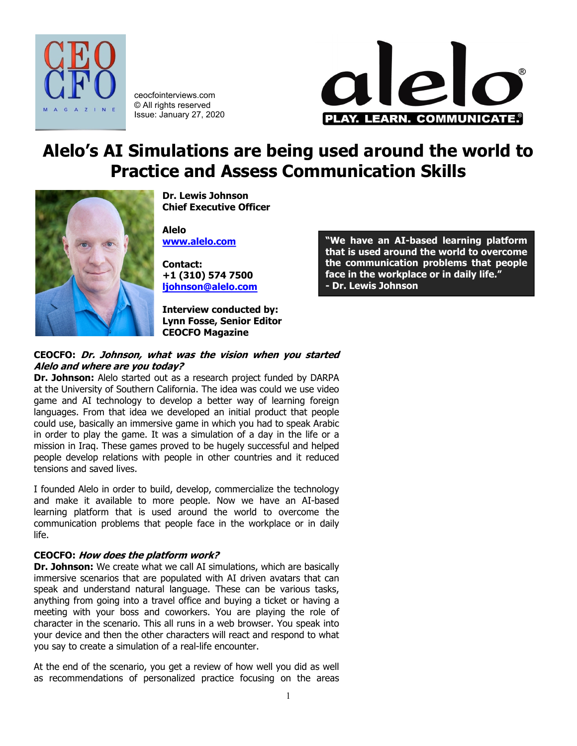ceocfointerviews.com
© All rights reserved
Issue: January 27, 2020

# Alelo's AI Simulations are being used around the world to Practice and Assess Communication Skills

**Dr. Lewis Johnson**
**Chief Executive Officer**

**Alelo**
**[www.alelo.com](http://www.alelo.com)**

**Contact:**
**+1 (310) 574 7500**
**[ljohnson@alelo.com](mailto:ljohnson@alelo.com)**

**Interview conducted by:**
**Lynn Fosse, Senior Editor**
**CEOCFO Magazine**

> **"We have an AI-based learning platform that is used around the world to overcome the communication problems that people face in the workplace or in daily life."**
> **- Dr. Lewis Johnson**

**CEOCFO:** ***Dr. Johnson, what was the vision when you started Alelo and where are you today?***

**Dr. Johnson:** Alelo started out as a research project funded by DARPA at the University of Southern California. The idea was could we use video game and AI technology to develop a better way of learning foreign languages. From that idea we developed an initial product that people could use, basically an immersive game in which you had to speak Arabic in order to play the game. It was a simulation of a day in the life or a mission in Iraq. These games proved to be hugely successful and helped people develop relations with people in other countries and it reduced tensions and saved lives.

I founded Alelo in order to build, develop, commercialize the technology and make it available to more people. Now we have an AI-based learning platform that is used around the world to overcome the communication problems that people face in the workplace or in daily life.

**CEOCFO:** ***How does the platform work?***

**Dr. Johnson:** We create what we call AI simulations, which are basically immersive scenarios that are populated with AI driven avatars that can speak and understand natural language. These can be various tasks, anything from going into a travel office and buying a ticket or having a meeting with your boss and coworkers. You are playing the role of character in the scenario. This all runs in a web browser. You speak into your device and then the other characters will react and respond to what you say to create a simulation of a real-life encounter.

At the end of the scenario, you get a review of how well you did as well as recommendations of personalized practice focusing on the areas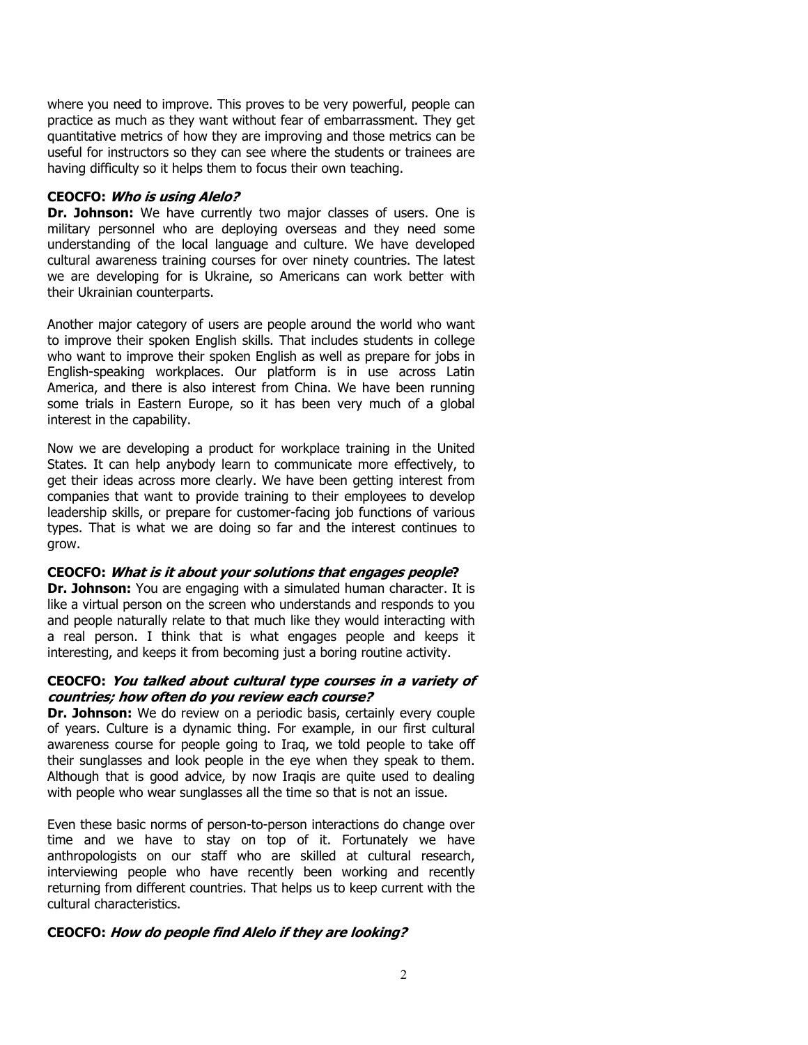where you need to improve. This proves to be very powerful, people can practice as much as they want without fear of embarrassment. They get quantitative metrics of how they are improving and those metrics can be useful for instructors so they can see where the students or trainees are having difficulty so it helps them to focus their own teaching.

**CEOCFO: *Who is using Alelo?***

**Dr. Johnson:** We have currently two major classes of users. One is military personnel who are deploying overseas and they need some understanding of the local language and culture. We have developed cultural awareness training courses for over ninety countries. The latest we are developing for is Ukraine, so Americans can work better with their Ukrainian counterparts.

Another major category of users are people around the world who want to improve their spoken English skills. That includes students in college who want to improve their spoken English as well as prepare for jobs in English-speaking workplaces. Our platform is in use across Latin America, and there is also interest from China. We have been running some trials in Eastern Europe, so it has been very much of a global interest in the capability.

Now we are developing a product for workplace training in the United States. It can help anybody learn to communicate more effectively, to get their ideas across more clearly. We have been getting interest from companies that want to provide training to their employees to develop leadership skills, or prepare for customer-facing job functions of various types. That is what we are doing so far and the interest continues to grow.

**CEOCFO: *What is it about your solutions that engages people*?**

**Dr. Johnson:** You are engaging with a simulated human character. It is like a virtual person on the screen who understands and responds to you and people naturally relate to that much like they would interacting with a real person. I think that is what engages people and keeps it interesting, and keeps it from becoming just a boring routine activity.

**CEOCFO: *You talked about cultural type courses in a variety of countries; how often do you review each course?***

**Dr. Johnson:** We do review on a periodic basis, certainly every couple of years. Culture is a dynamic thing. For example, in our first cultural awareness course for people going to Iraq, we told people to take off their sunglasses and look people in the eye when they speak to them. Although that is good advice, by now Iraqis are quite used to dealing with people who wear sunglasses all the time so that is not an issue.

Even these basic norms of person-to-person interactions do change over time and we have to stay on top of it. Fortunately we have anthropologists on our staff who are skilled at cultural research, interviewing people who have recently been working and recently returning from different countries. That helps us to keep current with the cultural characteristics.

**CEOCFO: *How do people find Alelo if they are looking?***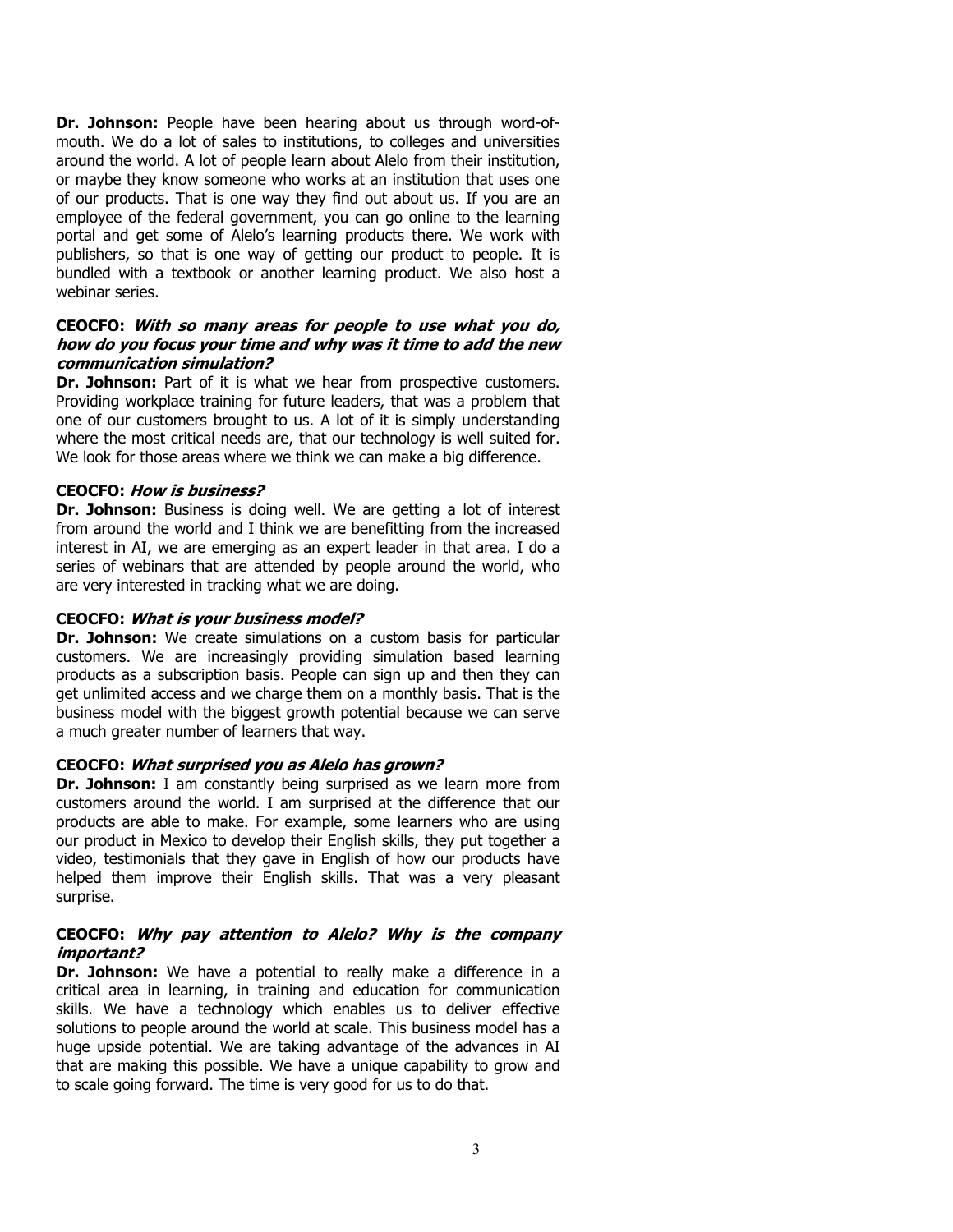**Dr. Johnson:** People have been hearing about us through word-of-mouth. We do a lot of sales to institutions, to colleges and universities around the world. A lot of people learn about Alelo from their institution, or maybe they know someone who works at an institution that uses one of our products. That is one way they find out about us. If you are an employee of the federal government, you can go online to the learning portal and get some of Alelo's learning products there. We work with publishers, so that is one way of getting our product to people. It is bundled with a textbook or another learning product. We also host a webinar series.

**CEOCFO:** ***With so many areas for people to use what you do, how do you focus your time and why was it time to add the new communication simulation?***

**Dr. Johnson:** Part of it is what we hear from prospective customers. Providing workplace training for future leaders, that was a problem that one of our customers brought to us. A lot of it is simply understanding where the most critical needs are, that our technology is well suited for. We look for those areas where we think we can make a big difference.

**CEOCFO:** ***How is business?***

**Dr. Johnson:** Business is doing well. We are getting a lot of interest from around the world and I think we are benefitting from the increased interest in AI, we are emerging as an expert leader in that area. I do a series of webinars that are attended by people around the world, who are very interested in tracking what we are doing.

**CEOCFO:** ***What is your business model?***

**Dr. Johnson:** We create simulations on a custom basis for particular customers. We are increasingly providing simulation based learning products as a subscription basis. People can sign up and then they can get unlimited access and we charge them on a monthly basis. That is the business model with the biggest growth potential because we can serve a much greater number of learners that way.

**CEOCFO:** ***What surprised you as Alelo has grown?***

**Dr. Johnson:** I am constantly being surprised as we learn more from customers around the world. I am surprised at the difference that our products are able to make. For example, some learners who are using our product in Mexico to develop their English skills, they put together a video, testimonials that they gave in English of how our products have helped them improve their English skills. That was a very pleasant surprise.

**CEOCFO:** ***Why pay attention to Alelo? Why is the company important?***

**Dr. Johnson:** We have a potential to really make a difference in a critical area in learning, in training and education for communication skills. We have a technology which enables us to deliver effective solutions to people around the world at scale. This business model has a huge upside potential. We are taking advantage of the advances in AI that are making this possible. We have a unique capability to grow and to scale going forward. The time is very good for us to do that.